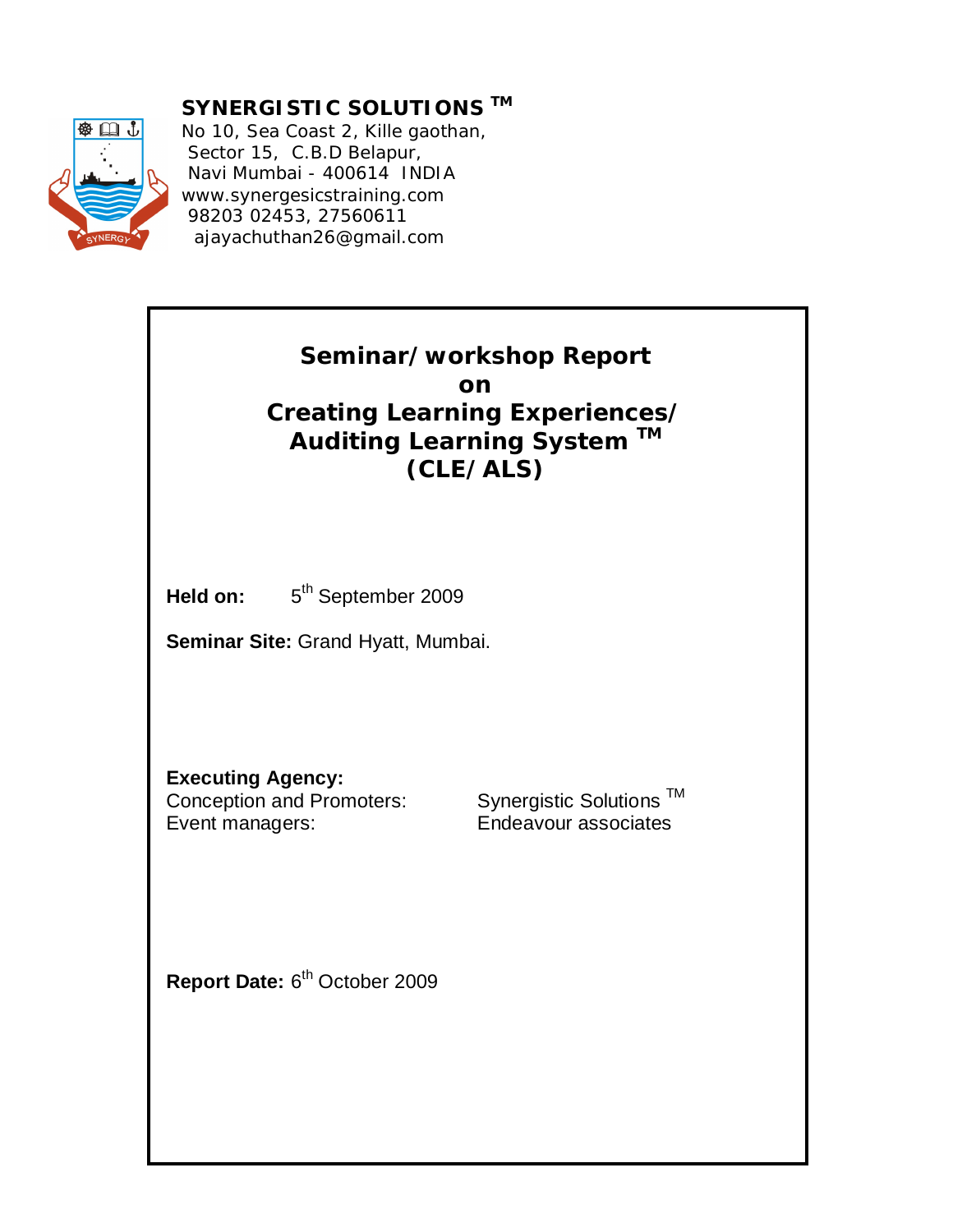**SYNERGISTIC SOLUTIONS ™**
No 10, Sea Coast 2, Kille gaothan,
Sector 15, C.B.D Belapur,
Navi Mumbai - 400614 INDIA
www.synergesicstraining.com
98203 02453, 27560611
ajayachuthan26@gmail.com

# Seminar/workshop Report on Creating Learning Experiences/ Auditing Learning System ™ (CLE/ALS)

**Held on:** 5th September 2009

**Seminar Site:** Grand Hyatt, Mumbai.

**Executing Agency:**

| | |
|---|---|
| Conception and Promoters: | Synergistic Solutions ™ |
| Event managers: | Endeavour associates |

**Report Date:** 6th October 2009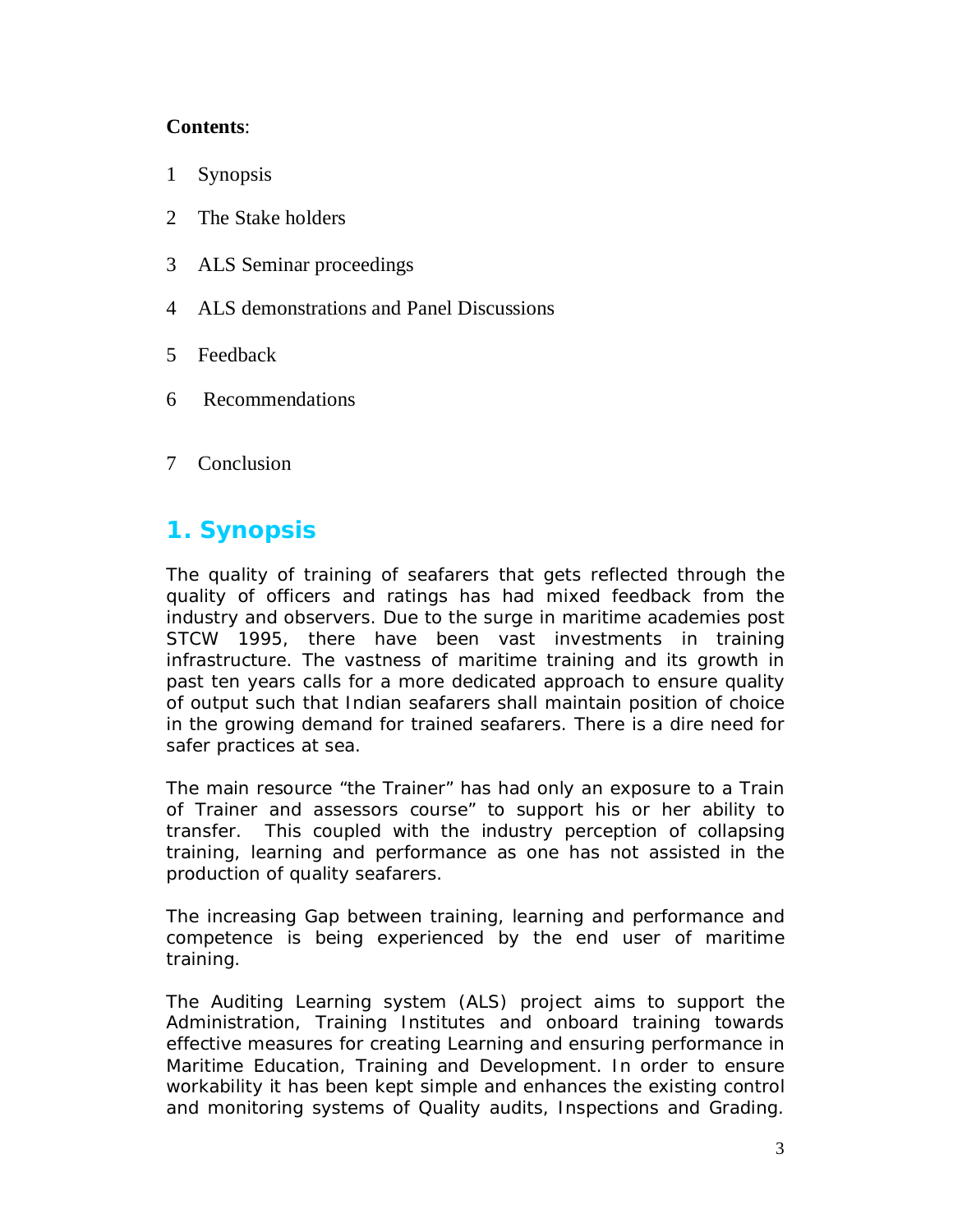**Contents**:

1 Synopsis

2 The Stake holders

3 ALS Seminar proceedings

4 ALS demonstrations and Panel Discussions

5 Feedback

6 Recommendations

7 Conclusion

# 1. Synopsis

The quality of training of seafarers that gets reflected through the quality of officers and ratings has had mixed feedback from the industry and observers. Due to the surge in maritime academies post STCW 1995, there have been vast investments in training infrastructure. The vastness of maritime training and its growth in past ten years calls for a more dedicated approach to ensure quality of output such that Indian seafarers shall maintain position of choice in the growing demand for trained seafarers. There is a dire need for safer practices at sea.

The main resource "the Trainer" has had only an exposure to a Train of Trainer and assessors course" to support his or her ability to transfer. This coupled with the industry perception of collapsing training, learning and performance as one has not assisted in the production of quality seafarers.

The increasing Gap between training, learning and performance and competence is being experienced by the end user of maritime training.

The Auditing Learning system (ALS) project aims to support the Administration, Training Institutes and onboard training towards effective measures for creating Learning and ensuring performance in Maritime Education, Training and Development. In order to ensure workability it has been kept simple and enhances the existing control and monitoring systems of Quality audits, Inspections and Grading.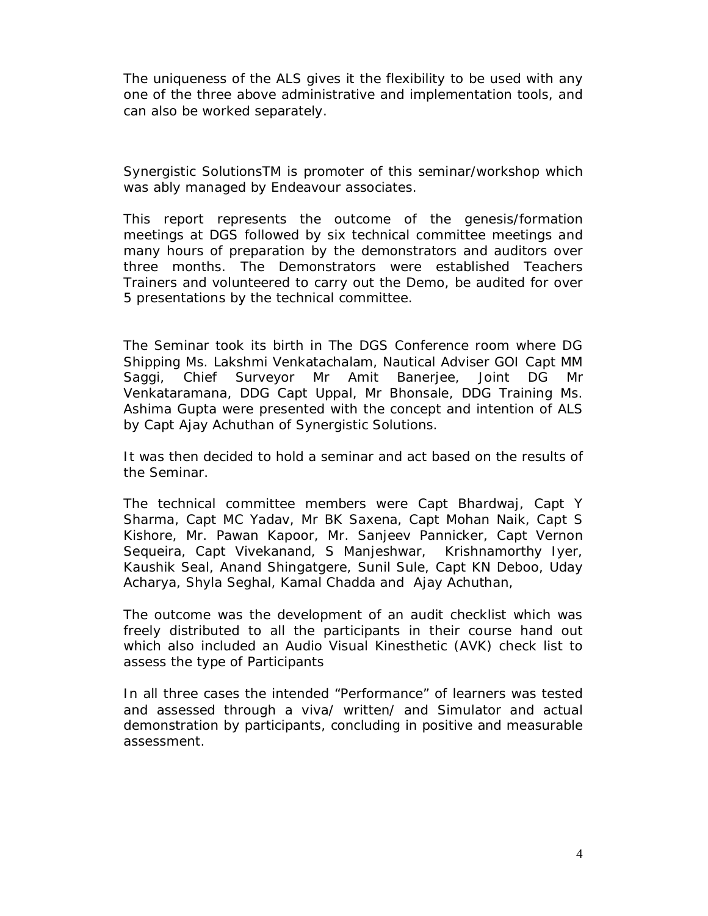The uniqueness of the ALS gives it the flexibility to be used with any one of the three above administrative and implementation tools, and can also be worked separately.

Synergistic SolutionsTM is promoter of this seminar/workshop which was ably managed by Endeavour associates.

This report represents the outcome of the genesis/formation meetings at DGS followed by six technical committee meetings and many hours of preparation by the demonstrators and auditors over three months. The Demonstrators were established Teachers Trainers and volunteered to carry out the Demo, be audited for over 5 presentations by the technical committee.

The Seminar took its birth in The DGS Conference room where DG Shipping Ms. Lakshmi Venkatachalam, Nautical Adviser GOI Capt MM Saggi, Chief Surveyor Mr Amit Banerjee, Joint DG Mr Venkataramana, DDG Capt Uppal, Mr Bhonsale, DDG Training Ms. Ashima Gupta were presented with the concept and intention of ALS by Capt Ajay Achuthan of Synergistic Solutions.

It was then decided to hold a seminar and act based on the results of the Seminar.

The technical committee members were Capt Bhardwaj, Capt Y Sharma, Capt MC Yadav, Mr BK Saxena, Capt Mohan Naik, Capt S Kishore, Mr. Pawan Kapoor, Mr. Sanjeev Pannicker, Capt Vernon Sequeira, Capt Vivekanand, S Manjeshwar, Krishnamorthy Iyer, Kaushik Seal, Anand Shingatgere, Sunil Sule, Capt KN Deboo, Uday Acharya, Shyla Seghal, Kamal Chadda and Ajay Achuthan,

The outcome was the development of an audit checklist which was freely distributed to all the participants in their course hand out which also included an Audio Visual Kinesthetic (AVK) check list to assess the type of Participants

In all three cases the intended "Performance" of learners was tested and assessed through a viva/ written/ and Simulator and actual demonstration by participants, concluding in positive and measurable assessment.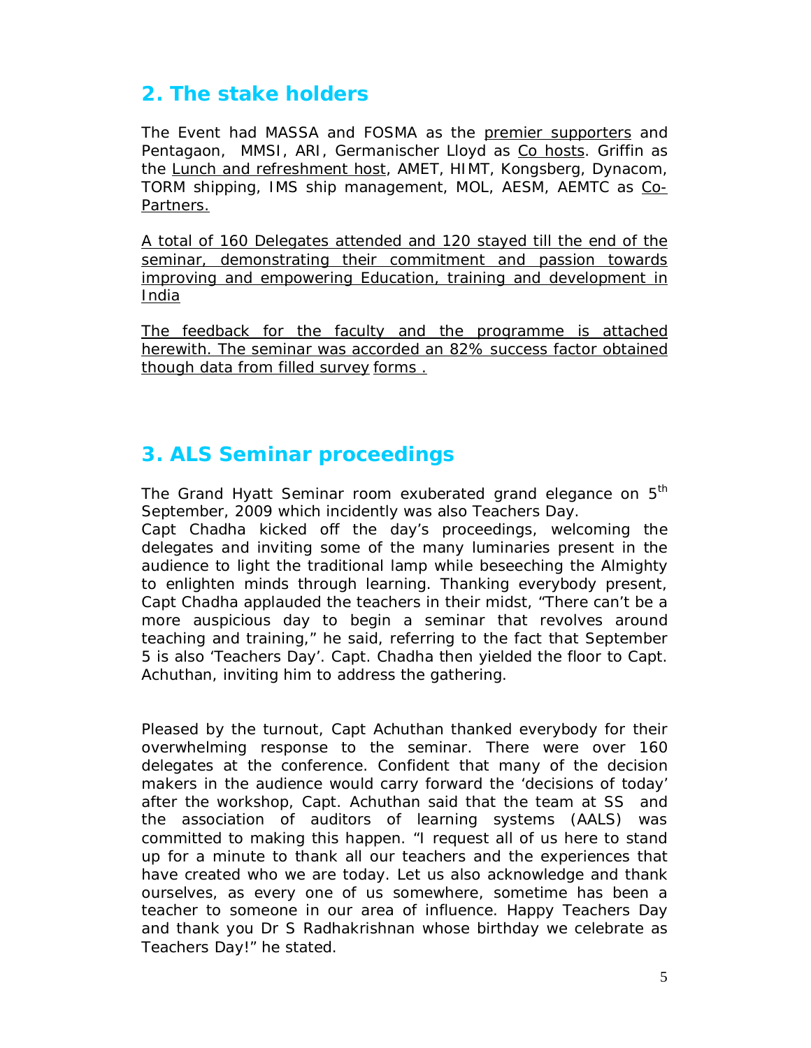## 2. The stake holders

The Event had MASSA and FOSMA as the premier supporters and Pentagaon, MMSI, ARI, Germanischer Lloyd as Co hosts. Griffin as the Lunch and refreshment host, AMET, HIMT, Kongsberg, Dynacom, TORM shipping, IMS ship management, MOL, AESM, AEMTC as Co-Partners.

A total of 160 Delegates attended and 120 stayed till the end of the seminar, demonstrating their commitment and passion towards improving and empowering Education, training and development in India

The feedback for the faculty and the programme is attached herewith. The seminar was accorded an 82% success factor obtained though data from filled survey forms .

## 3. ALS Seminar proceedings

The Grand Hyatt Seminar room exuberated grand elegance on 5th September, 2009 which incidently was also Teachers Day.
Capt Chadha kicked off the day's proceedings, welcoming the delegates and inviting some of the many luminaries present in the audience to light the traditional lamp while beseeching the Almighty to enlighten minds through learning. Thanking everybody present, Capt Chadha applauded the teachers in their midst, "There can't be a more auspicious day to begin a seminar that revolves around teaching and training," he said, referring to the fact that September 5 is also 'Teachers Day'. Capt. Chadha then yielded the floor to Capt. Achuthan, inviting him to address the gathering.

Pleased by the turnout, Capt Achuthan thanked everybody for their overwhelming response to the seminar. There were over 160 delegates at the conference. Confident that many of the decision makers in the audience would carry forward the 'decisions of today' after the workshop, Capt. Achuthan said that the team at SS and the association of auditors of learning systems (AALS) was committed to making this happen. "I request all of us here to stand up for a minute to thank all our teachers and the experiences that have created who we are today. Let us also acknowledge and thank ourselves, as every one of us somewhere, sometime has been a teacher to someone in our area of influence. Happy Teachers Day and thank you Dr S Radhakrishnan whose birthday we celebrate as Teachers Day!" he stated.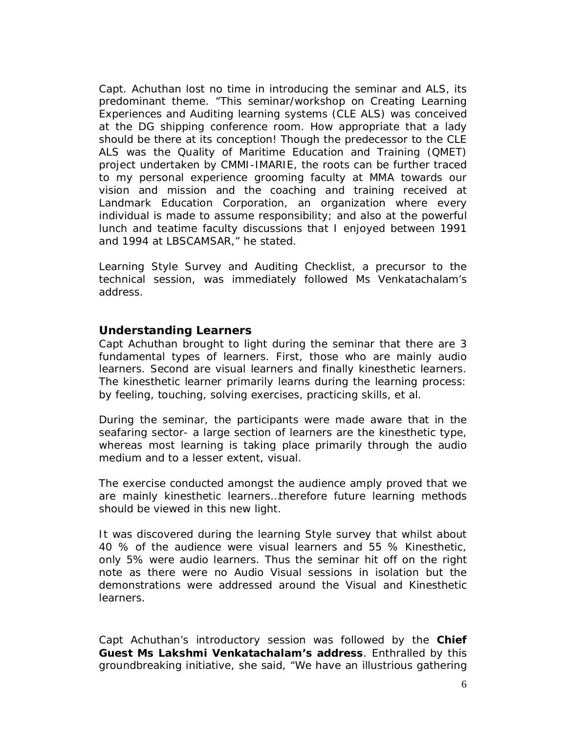Capt. Achuthan lost no time in introducing the seminar and ALS, its predominant theme. "This seminar/workshop on Creating Learning Experiences and Auditing learning systems (CLE ALS) was conceived at the DG shipping conference room. How appropriate that a lady should be there at its conception! Though the predecessor to the CLE ALS was the Quality of Maritime Education and Training (QMET) project undertaken by CMMI-IMARIE, the roots can be further traced to my personal experience grooming faculty at MMA towards our vision and mission and the coaching and training received at Landmark Education Corporation, an organization where every individual is made to assume responsibility; and also at the powerful lunch and teatime faculty discussions that I enjoyed between 1991 and 1994 at LBSCAMSAR," he stated.

Learning Style Survey and Auditing Checklist, a precursor to the technical session, was immediately followed Ms Venkatachalam's address.

## Understanding Learners

Capt Achuthan brought to light during the seminar that there are 3 fundamental types of learners. First, those who are mainly audio learners. Second are visual learners and finally kinesthetic learners. The kinesthetic learner primarily learns during the learning process: by feeling, touching, solving exercises, practicing skills, et al.

During the seminar, the participants were made aware that in the seafaring sector- a large section of learners are the kinesthetic type, whereas most learning is taking place primarily through the audio medium and to a lesser extent, visual.

The exercise conducted amongst the audience amply proved that we are mainly kinesthetic learners…therefore future learning methods should be viewed in this new light.

It was discovered during the learning Style survey that whilst about 40 % of the audience were visual learners and 55 % Kinesthetic, only 5% were audio learners. Thus the seminar hit off on the right note as there were no Audio Visual sessions in isolation but the demonstrations were addressed around the Visual and Kinesthetic learners.

Capt Achuthan's introductory session was followed by the **Chief Guest Ms Lakshmi Venkatachalam's address**. Enthralled by this groundbreaking initiative, she said, "We have an illustrious gathering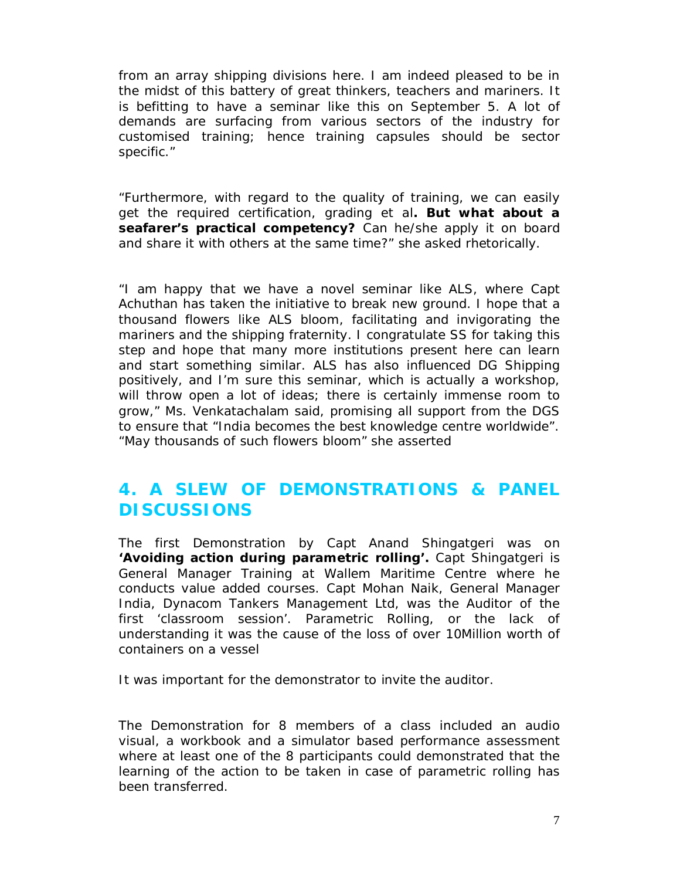from an array shipping divisions here. I am indeed pleased to be in the midst of this battery of great thinkers, teachers and mariners. It is befitting to have a seminar like this on September 5. A lot of demands are surfacing from various sectors of the industry for customised training; hence training capsules should be sector specific."

"Furthermore, with regard to the quality of training, we can easily get the required certification, grading et al**. But what about a seafarer's practical competency?** Can he/she apply it on board and share it with others at the same time?" she asked rhetorically.

"I am happy that we have a novel seminar like ALS, where Capt Achuthan has taken the initiative to break new ground. I hope that a thousand flowers like ALS bloom, facilitating and invigorating the mariners and the shipping fraternity. I congratulate SS for taking this step and hope that many more institutions present here can learn and start something similar. ALS has also influenced DG Shipping positively, and I'm sure this seminar, which is actually a workshop, will throw open a lot of ideas; there is certainly immense room to grow," Ms. Venkatachalam said, promising all support from the DGS to ensure that "India becomes the best knowledge centre worldwide". "May thousands of such flowers bloom" she asserted

## 4. A SLEW OF DEMONSTRATIONS & PANEL DISCUSSIONS

The first Demonstration by Capt Anand Shingatgeri was on **'Avoiding action during parametric rolling'.** Capt Shingatgeri is General Manager Training at Wallem Maritime Centre where he conducts value added courses. Capt Mohan Naik, General Manager India, Dynacom Tankers Management Ltd, was the Auditor of the first 'classroom session'. Parametric Rolling, or the lack of understanding it was the cause of the loss of over 10Million worth of containers on a vessel

It was important for the demonstrator to invite the auditor.

The Demonstration for 8 members of a class included an audio visual, a workbook and a simulator based performance assessment where at least one of the 8 participants could demonstrated that the learning of the action to be taken in case of parametric rolling has been transferred.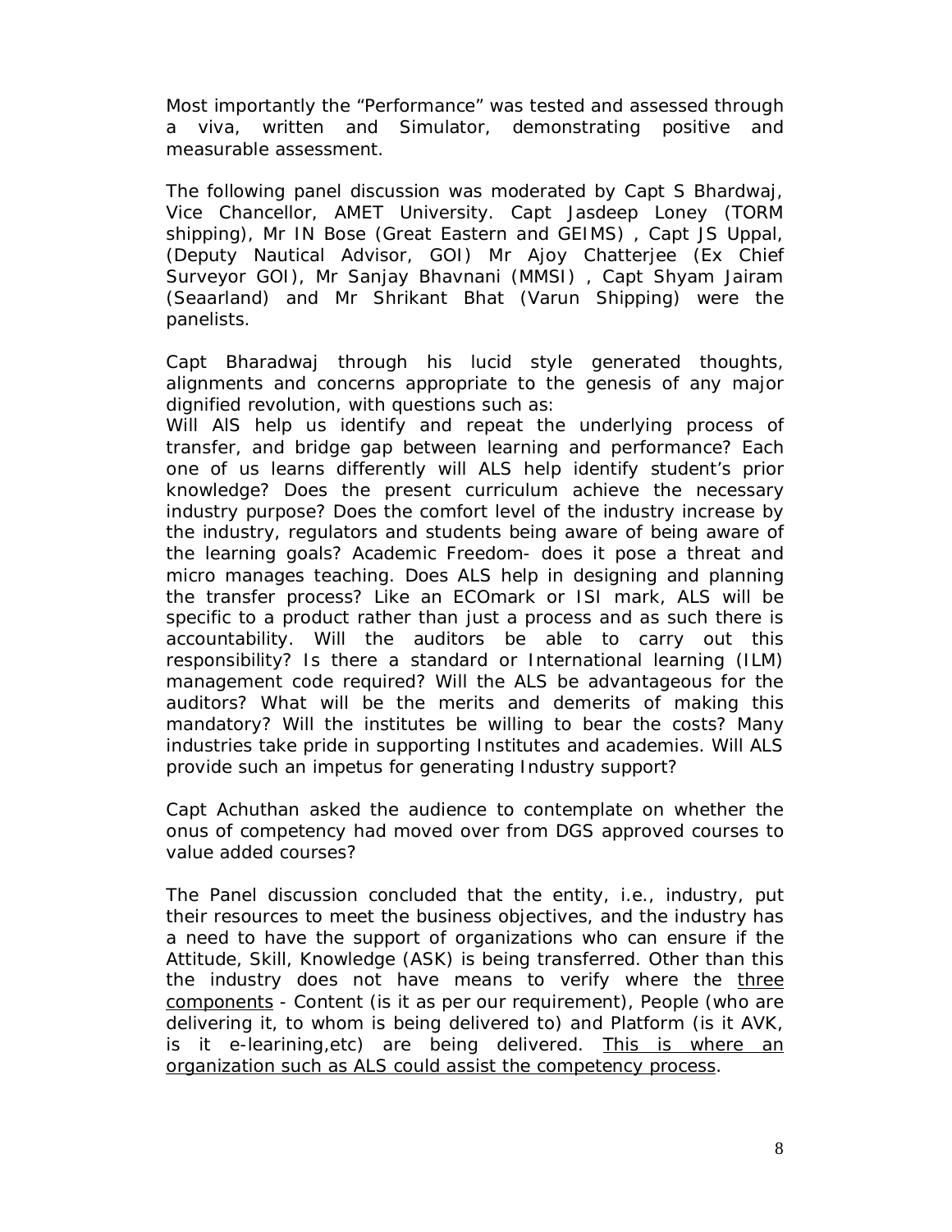Most importantly the "Performance" was tested and assessed through a viva, written and Simulator, demonstrating positive and measurable assessment.

The following panel discussion was moderated by Capt S Bhardwaj, Vice Chancellor, AMET University. Capt Jasdeep Loney (TORM shipping), Mr IN Bose (Great Eastern and GEIMS) , Capt JS Uppal, (Deputy Nautical Advisor, GOI) Mr Ajoy Chatterjee (Ex Chief Surveyor GOI), Mr Sanjay Bhavnani (MMSI) , Capt Shyam Jairam (Seaarland) and Mr Shrikant Bhat (Varun Shipping) were the panelists.

Capt Bharadwaj through his lucid style generated thoughts, alignments and concerns appropriate to the genesis of any major dignified revolution, with questions such as:
Will AlS help us identify and repeat the underlying process of transfer, and bridge gap between learning and performance? Each one of us learns differently will ALS help identify student's prior knowledge? Does the present curriculum achieve the necessary industry purpose? Does the comfort level of the industry increase by the industry, regulators and students being aware of being aware of the learning goals? Academic Freedom- does it pose a threat and micro manages teaching. Does ALS help in designing and planning the transfer process? Like an ECOmark or ISI mark, ALS will be specific to a product rather than just a process and as such there is accountability. Will the auditors be able to carry out this responsibility? Is there a standard or International learning (ILM) management code required? Will the ALS be advantageous for the auditors? What will be the merits and demerits of making this mandatory? Will the institutes be willing to bear the costs? Many industries take pride in supporting Institutes and academies. Will ALS provide such an impetus for generating Industry support?

Capt Achuthan asked the audience to contemplate on whether the onus of competency had moved over from DGS approved courses to value added courses?

The Panel discussion concluded that the entity, i.e., industry, put their resources to meet the business objectives, and the industry has a need to have the support of organizations who can ensure if the Attitude, Skill, Knowledge (ASK) is being transferred. Other than this the industry does not have means to verify where the <u>three components</u> - Content (is it as per our requirement), People (who are delivering it, to whom is being delivered to) and Platform (is it AVK, is it e-learining,etc) are being delivered. <u>This is where an organization such as ALS could assist the competency process</u>.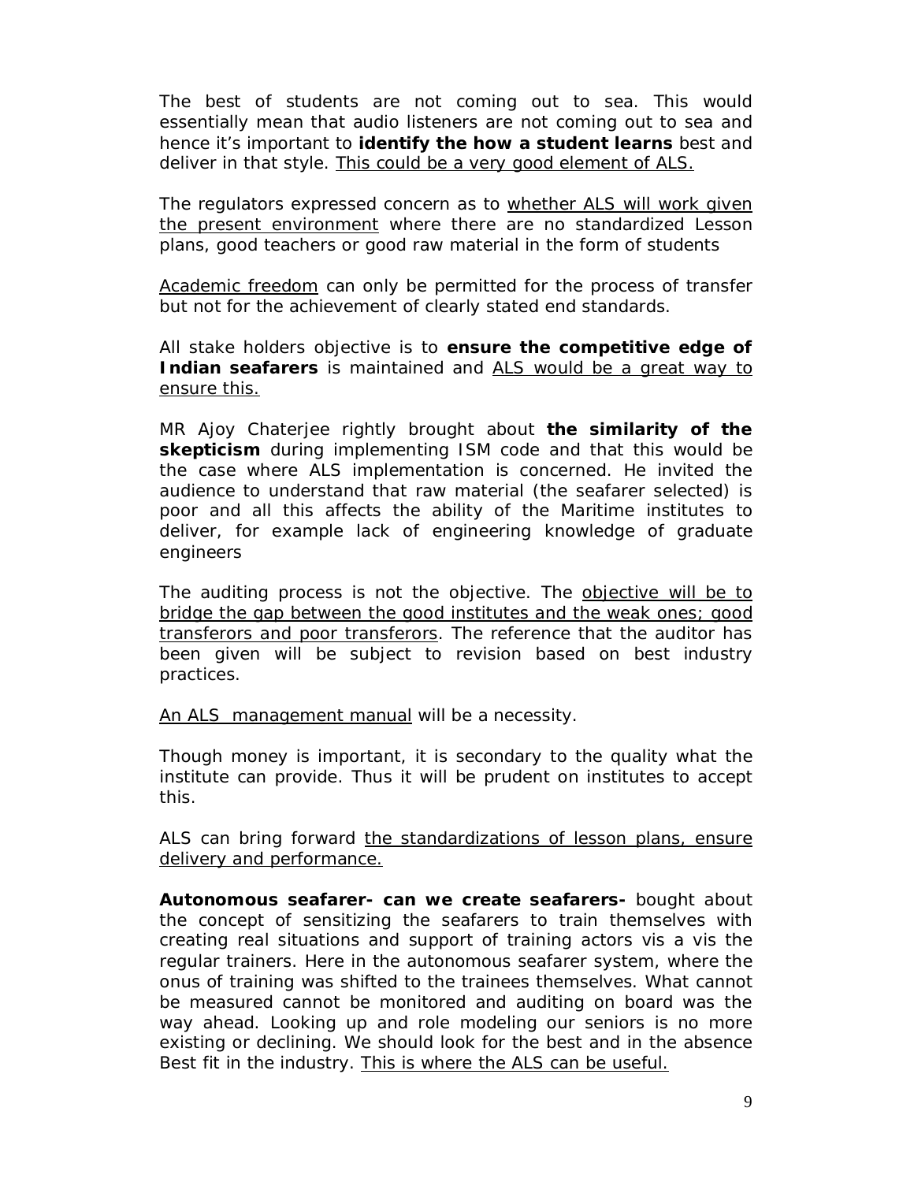The best of students are not coming out to sea. This would essentially mean that audio listeners are not coming out to sea and hence it's important to **identify the how a student learns** best and deliver in that style. <u>This could be a very good element of ALS.</u>

The regulators expressed concern as to <u>whether ALS will work given the present environment</u> where there are no standardized Lesson plans, good teachers or good raw material in the form of students

<u>Academic freedom</u> can only be permitted for the process of transfer but not for the achievement of clearly stated end standards.

All stake holders objective is to **ensure the competitive edge of Indian seafarers** is maintained and <u>ALS would be a great way to ensure this.</u>

MR Ajoy Chaterjee rightly brought about **the similarity of the skepticism** during implementing ISM code and that this would be the case where ALS implementation is concerned. He invited the audience to understand that raw material (the seafarer selected) is poor and all this affects the ability of the Maritime institutes to deliver, for example lack of engineering knowledge of graduate engineers

The auditing process is not the objective. The <u>objective will be to bridge the gap between the good institutes and the weak ones; good transferors and poor transferors</u>. The reference that the auditor has been given will be subject to revision based on best industry practices.

<u>An ALS management manual</u> will be a necessity.

Though money is important, it is secondary to the quality what the institute can provide. Thus it will be prudent on institutes to accept this.

ALS can bring forward <u>the standardizations of lesson plans, ensure delivery and performance.</u>

**Autonomous seafarer- can we create seafarers-** bought about the concept of sensitizing the seafarers to train themselves with creating real situations and support of training actors vis a vis the regular trainers. Here in the autonomous seafarer system, where the onus of training was shifted to the trainees themselves. What cannot be measured cannot be monitored and auditing on board was the way ahead. Looking up and role modeling our seniors is no more existing or declining. We should look for the best and in the absence Best fit in the industry. <u>This is where the ALS can be useful.</u>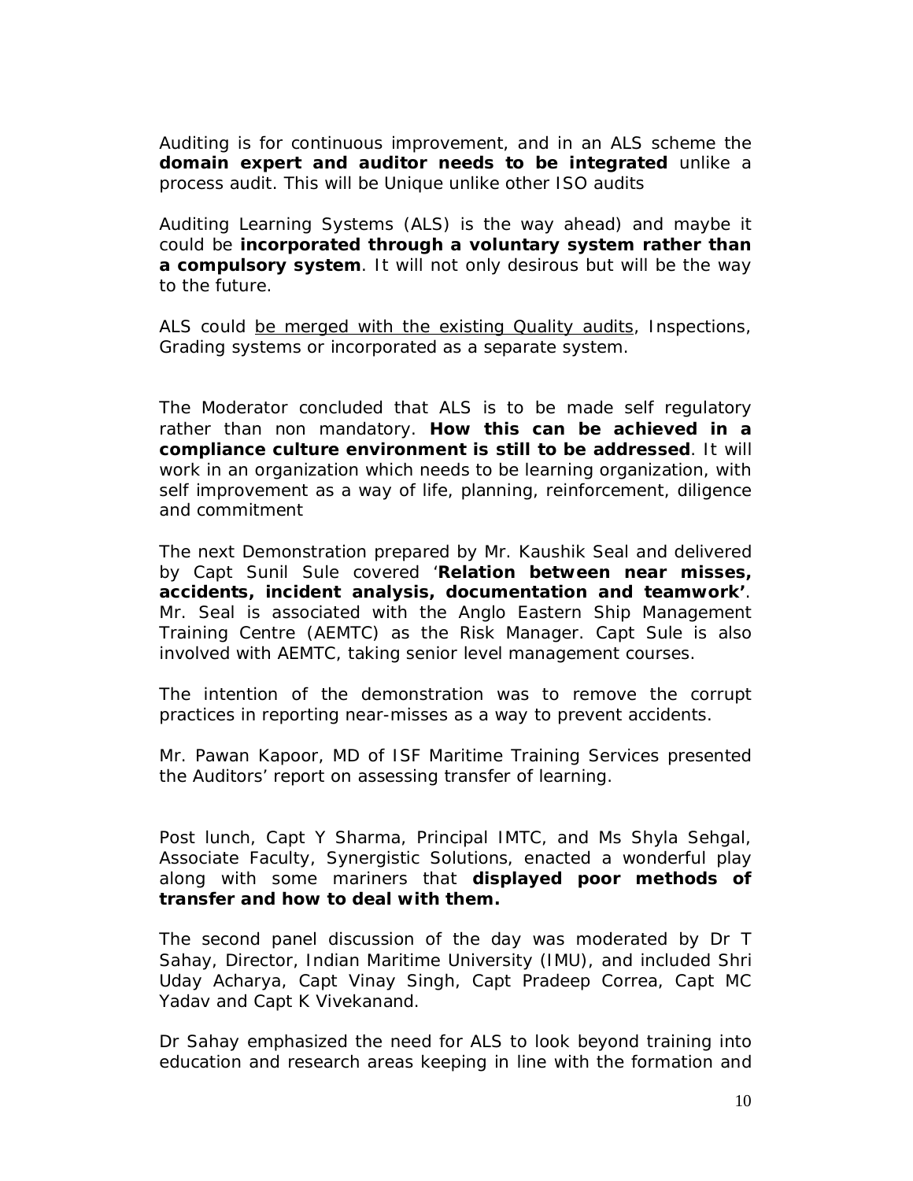Auditing is for continuous improvement, and in an ALS scheme the **domain expert and auditor needs to be integrated** unlike a process audit. This will be Unique unlike other ISO audits

Auditing Learning Systems (ALS) is the way ahead) and maybe it could be **incorporated through a voluntary system rather than a compulsory system**. It will not only desirous but will be the way to the future.

ALS could <u>be merged with the existing Quality audits</u>, Inspections, Grading systems or incorporated as a separate system.

The Moderator concluded that ALS is to be made self regulatory rather than non mandatory. **How this can be achieved in a compliance culture environment is still to be addressed**. It will work in an organization which needs to be learning organization, with self improvement as a way of life, planning, reinforcement, diligence and commitment

The next Demonstration prepared by Mr. Kaushik Seal and delivered by Capt Sunil Sule covered '**Relation between near misses, accidents, incident analysis, documentation and teamwork'**. Mr. Seal is associated with the Anglo Eastern Ship Management Training Centre (AEMTC) as the Risk Manager. Capt Sule is also involved with AEMTC, taking senior level management courses.

The intention of the demonstration was to remove the corrupt practices in reporting near-misses as a way to prevent accidents.

Mr. Pawan Kapoor, MD of ISF Maritime Training Services presented the Auditors' report on assessing transfer of learning.

Post lunch, Capt Y Sharma, Principal IMTC, and Ms Shyla Sehgal, Associate Faculty, Synergistic Solutions, enacted a wonderful play along with some mariners that **displayed poor methods of transfer and how to deal with them.**

The second panel discussion of the day was moderated by Dr T Sahay, Director, Indian Maritime University (IMU), and included Shri Uday Acharya, Capt Vinay Singh, Capt Pradeep Correa, Capt MC Yadav and Capt K Vivekanand.

Dr Sahay emphasized the need for ALS to look beyond training into education and research areas keeping in line with the formation and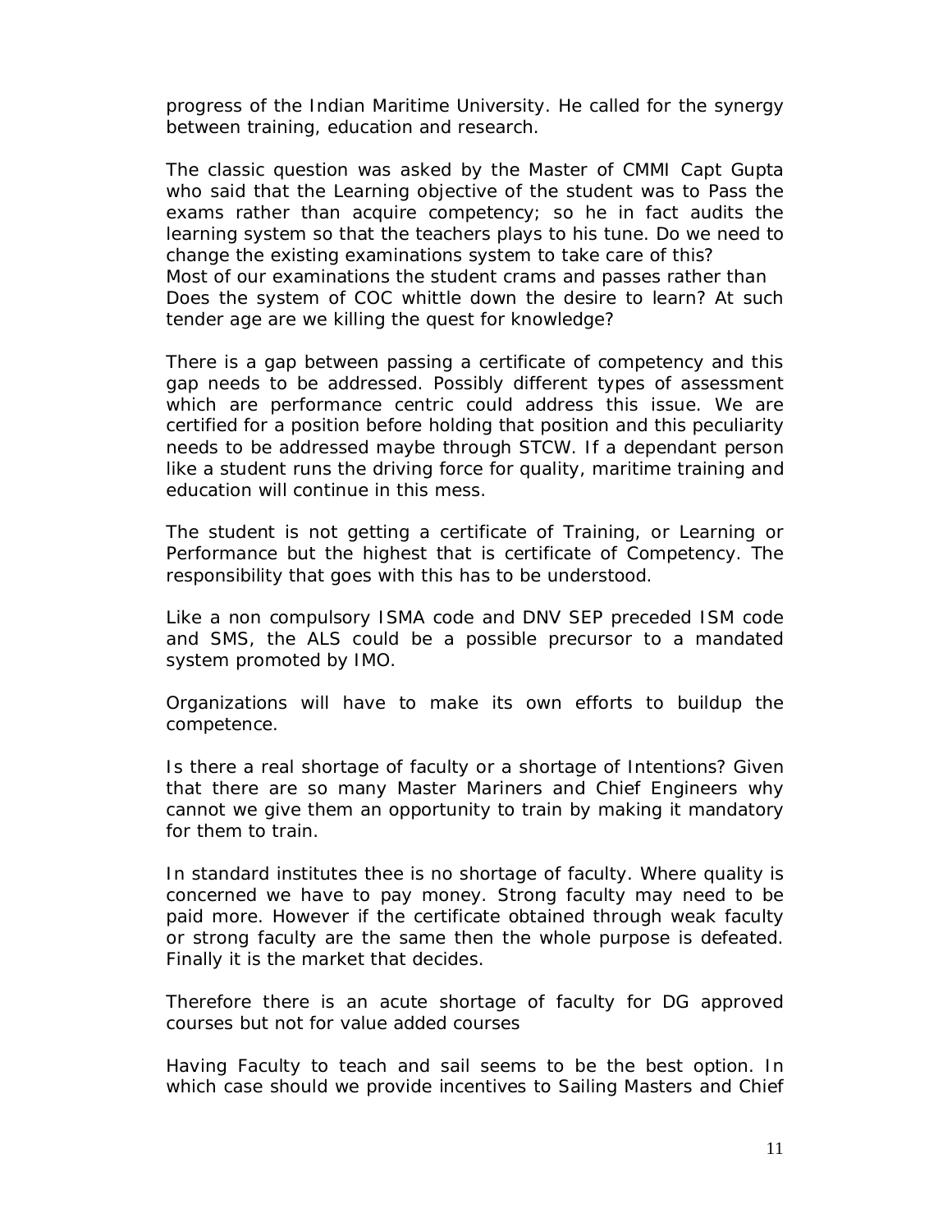progress of the Indian Maritime University. He called for the synergy between training, education and research.

The classic question was asked by the Master of CMMI Capt Gupta who said that the Learning objective of the student was to Pass the exams rather than acquire competency; so he in fact audits the learning system so that the teachers plays to his tune. Do we need to change the existing examinations system to take care of this? Most of our examinations the student crams and passes rather than Does the system of COC whittle down the desire to learn? At such tender age are we killing the quest for knowledge?

There is a gap between passing a certificate of competency and this gap needs to be addressed. Possibly different types of assessment which are performance centric could address this issue. We are certified for a position before holding that position and this peculiarity needs to be addressed maybe through STCW. If a dependant person like a student runs the driving force for quality, maritime training and education will continue in this mess.

The student is not getting a certificate of Training, or Learning or Performance but the highest that is certificate of Competency. The responsibility that goes with this has to be understood.

Like a non compulsory ISMA code and DNV SEP preceded ISM code and SMS, the ALS could be a possible precursor to a mandated system promoted by IMO.

Organizations will have to make its own efforts to buildup the competence.

Is there a real shortage of faculty or a shortage of Intentions? Given that there are so many Master Mariners and Chief Engineers why cannot we give them an opportunity to train by making it mandatory for them to train.

In standard institutes thee is no shortage of faculty. Where quality is concerned we have to pay money. Strong faculty may need to be paid more. However if the certificate obtained through weak faculty or strong faculty are the same then the whole purpose is defeated. Finally it is the market that decides.

Therefore there is an acute shortage of faculty for DG approved courses but not for value added courses

Having Faculty to teach and sail seems to be the best option. In which case should we provide incentives to Sailing Masters and Chief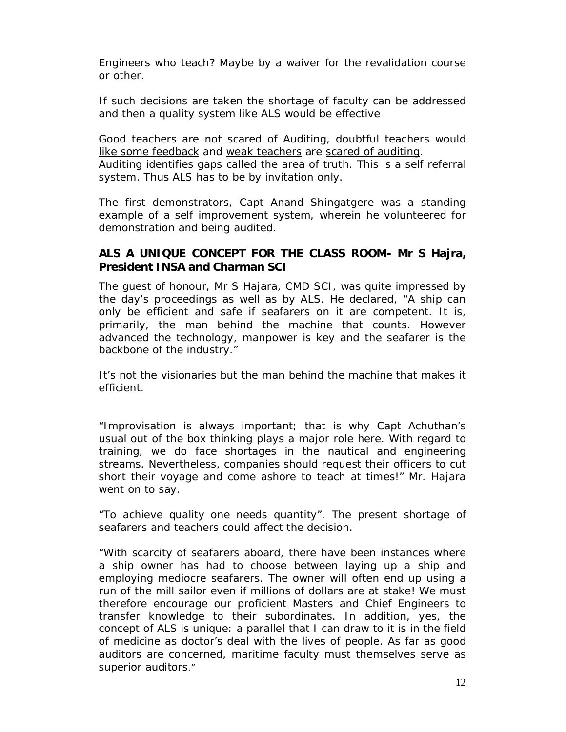Engineers who teach? Maybe by a waiver for the revalidation course or other.

If such decisions are taken the shortage of faculty can be addressed and then a quality system like ALS would be effective

<u>Good teachers</u> are <u>not scared</u> of Auditing, <u>doubtful teachers</u> would <u>like some feedback</u> and <u>weak teachers</u> are <u>scared of auditing</u>. Auditing identifies gaps called the area of truth. This is a self referral system. Thus ALS has to be by invitation only.

The first demonstrators, Capt Anand Shingatgere was a standing example of a self improvement system, wherein he volunteered for demonstration and being audited.

### ALS A UNIQUE CONCEPT FOR THE CLASS ROOM- Mr S Hajra, President INSA and Charman SCI

The guest of honour, Mr S Hajara, CMD SCI, was quite impressed by the day's proceedings as well as by ALS. He declared, "A ship can only be efficient and safe if seafarers on it are competent. It is, primarily, the man behind the machine that counts. However advanced the technology, manpower is key and the seafarer is the backbone of the industry."

It's not the visionaries but the man behind the machine that makes it efficient.

"Improvisation is always important; that is why Capt Achuthan's usual out of the box thinking plays a major role here. With regard to training, we do face shortages in the nautical and engineering streams. Nevertheless, companies should request their officers to cut short their voyage and come ashore to teach at times!" Mr. Hajara went on to say.

"To achieve quality one needs quantity". The present shortage of seafarers and teachers could affect the decision.

"With scarcity of seafarers aboard, there have been instances where a ship owner has had to choose between laying up a ship and employing mediocre seafarers. The owner will often end up using a run of the mill sailor even if millions of dollars are at stake! We must therefore encourage our proficient Masters and Chief Engineers to transfer knowledge to their subordinates. In addition, yes, the concept of ALS is unique: a parallel that I can draw to it is in the field of medicine as doctor's deal with the lives of people. As far as good auditors are concerned, maritime faculty must themselves serve as superior auditors."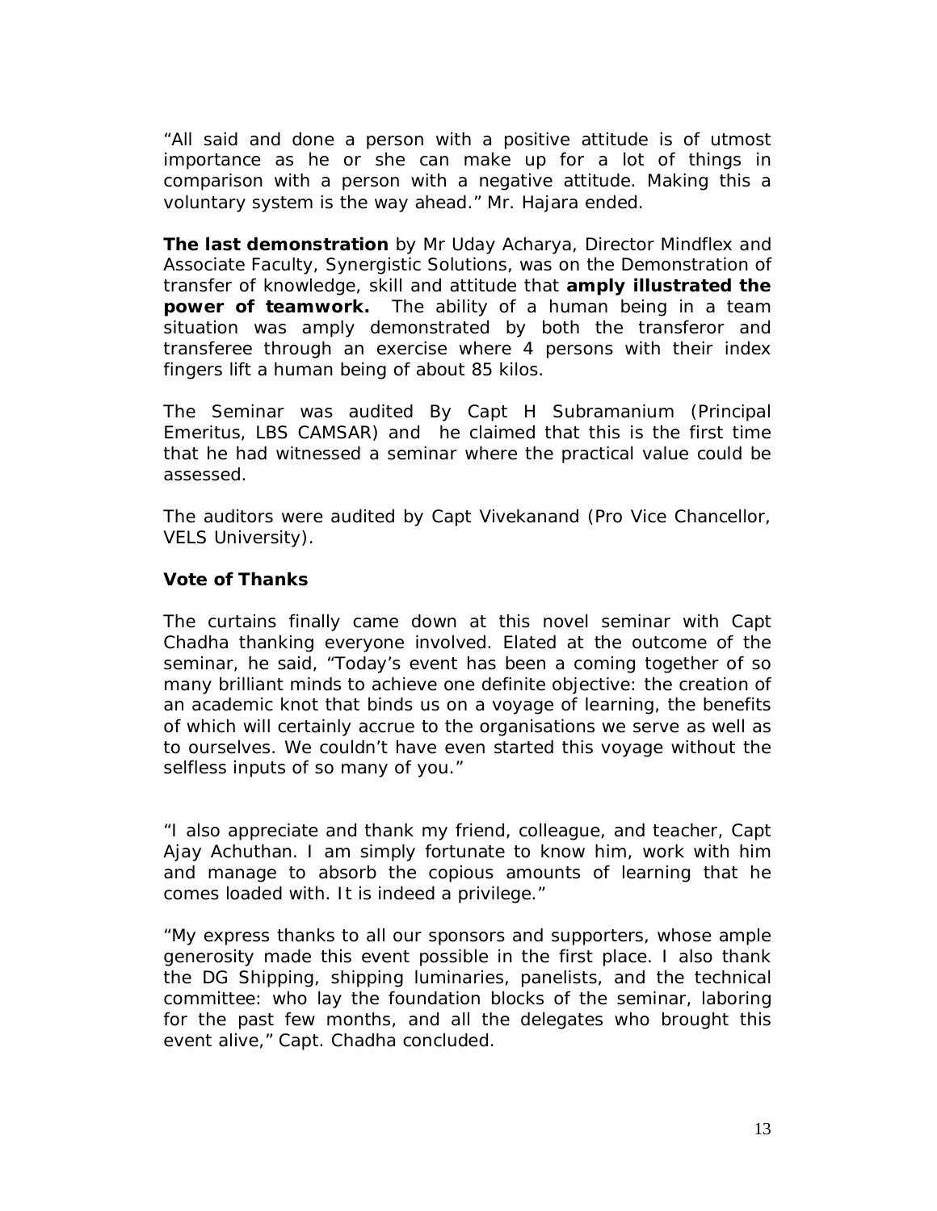"All said and done a person with a positive attitude is of utmost importance as he or she can make up for a lot of things in comparison with a person with a negative attitude. Making this a voluntary system is the way ahead." Mr. Hajara ended.

**The last demonstration** by Mr Uday Acharya, Director Mindflex and Associate Faculty, Synergistic Solutions, was on the Demonstration of transfer of knowledge, skill and attitude that **amply illustrated the power of teamwork.** The ability of a human being in a team situation was amply demonstrated by both the transferor and transferee through an exercise where 4 persons with their index fingers lift a human being of about 85 kilos.

The Seminar was audited By Capt H Subramanium (Principal Emeritus, LBS CAMSAR) and he claimed that this is the first time that he had witnessed a seminar where the practical value could be assessed.

The auditors were audited by Capt Vivekanand (Pro Vice Chancellor, VELS University).

**Vote of Thanks**

The curtains finally came down at this novel seminar with Capt Chadha thanking everyone involved. Elated at the outcome of the seminar, he said, "Today's event has been a coming together of so many brilliant minds to achieve one definite objective: the creation of an academic knot that binds us on a voyage of learning, the benefits of which will certainly accrue to the organisations we serve as well as to ourselves. We couldn't have even started this voyage without the selfless inputs of so many of you."

"I also appreciate and thank my friend, colleague, and teacher, Capt Ajay Achuthan. I am simply fortunate to know him, work with him and manage to absorb the copious amounts of learning that he comes loaded with. It is indeed a privilege."

"My express thanks to all our sponsors and supporters, whose ample generosity made this event possible in the first place. I also thank the DG Shipping, shipping luminaries, panelists, and the technical committee: who lay the foundation blocks of the seminar, laboring for the past few months, and all the delegates who brought this event alive," Capt. Chadha concluded.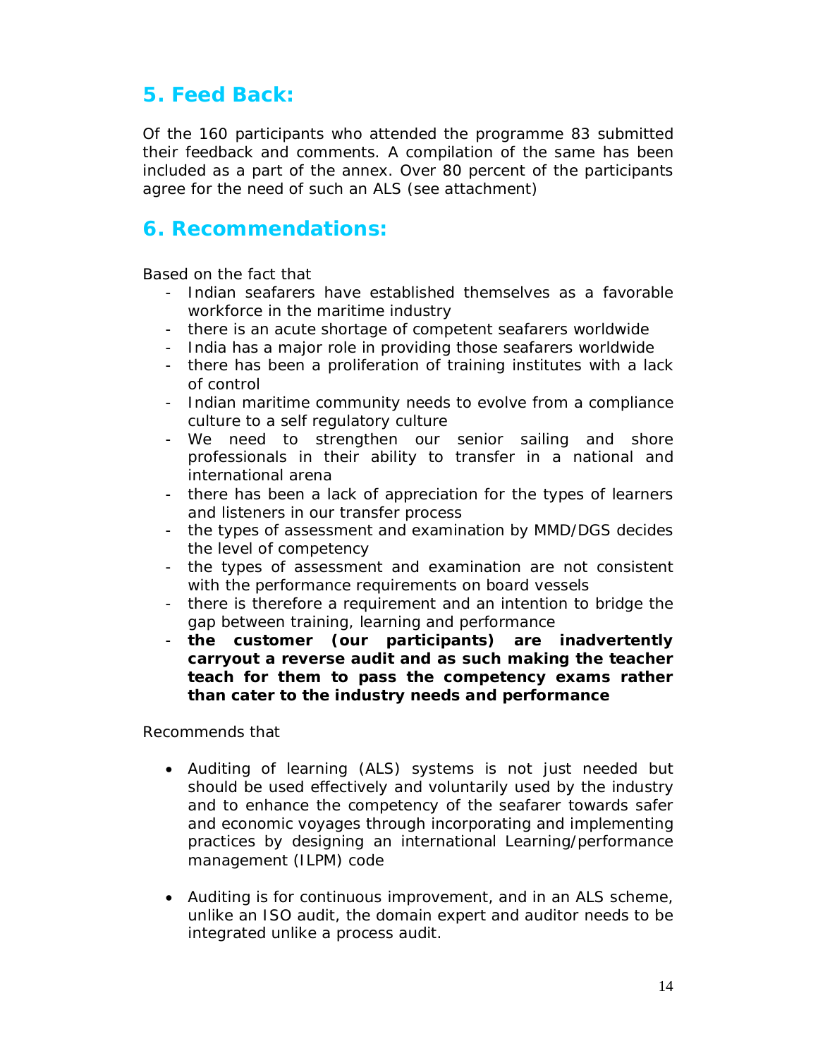## 5. Feed Back:

Of the 160 participants who attended the programme 83 submitted their feedback and comments. A compilation of the same has been included as a part of the annex. Over 80 percent of the participants agree for the need of such an ALS (see attachment)

## 6. Recommendations:

Based on the fact that

- Indian seafarers have established themselves as a favorable workforce in the maritime industry
- there is an acute shortage of competent seafarers worldwide
- India has a major role in providing those seafarers worldwide
- there has been a proliferation of training institutes with a lack of control
- Indian maritime community needs to evolve from a compliance culture to a self regulatory culture
- We need to strengthen our senior sailing and shore professionals in their ability to transfer in a national and international arena
- there has been a lack of appreciation for the types of learners and listeners in our transfer process
- the types of assessment and examination by MMD/DGS decides the level of competency
- the types of assessment and examination are not consistent with the performance requirements on board vessels
- there is therefore a requirement and an intention to bridge the gap between training, learning and performance
- **the customer (our participants) are inadvertently carryout a reverse audit and as such making the teacher teach for them to pass the competency exams rather than cater to the industry needs and performance**

Recommends that

- Auditing of learning (ALS) systems is not just needed but should be used effectively and voluntarily used by the industry and to enhance the competency of the seafarer towards safer and economic voyages through incorporating and implementing practices by designing an international Learning/performance management (ILPM) code

- Auditing is for continuous improvement, and in an ALS scheme, unlike an ISO audit, the domain expert and auditor needs to be integrated unlike a process audit.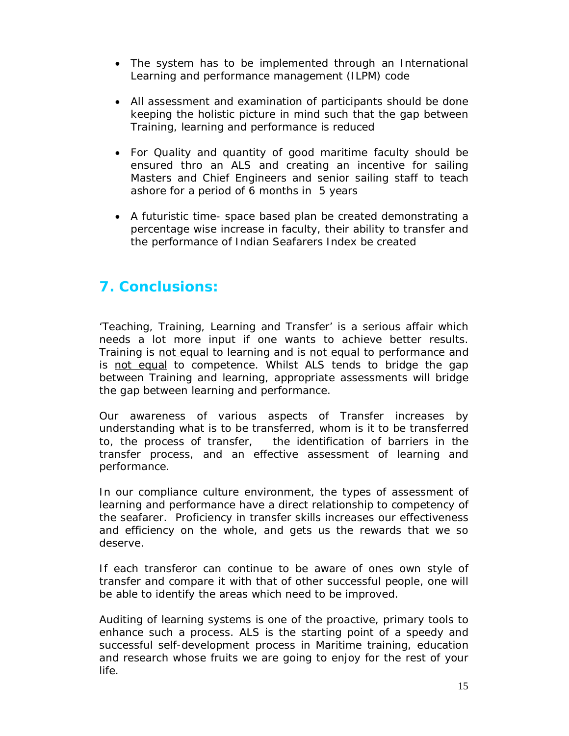- The system has to be implemented through an International Learning and performance management (ILPM) code
- All assessment and examination of participants should be done keeping the holistic picture in mind such that the gap between Training, learning and performance is reduced
- For Quality and quantity of good maritime faculty should be ensured thro an ALS and creating an incentive for sailing Masters and Chief Engineers and senior sailing staff to teach ashore for a period of 6 months in 5 years
- A futuristic time- space based plan be created demonstrating a percentage wise increase in faculty, their ability to transfer and the performance of Indian Seafarers Index be created

## 7. Conclusions:

'Teaching, Training, Learning and Transfer' is a serious affair which needs a lot more input if one wants to achieve better results. Training is <u>not equal</u> to learning and is <u>not equal</u> to performance and is <u>not equal</u> to competence. Whilst ALS tends to bridge the gap between Training and learning, appropriate assessments will bridge the gap between learning and performance.

Our awareness of various aspects of Transfer increases by understanding what is to be transferred, whom is it to be transferred to, the process of transfer, the identification of barriers in the transfer process, and an effective assessment of learning and performance.

In our compliance culture environment, the types of assessment of learning and performance have a direct relationship to competency of the seafarer. Proficiency in transfer skills increases our effectiveness and efficiency on the whole, and gets us the rewards that we so deserve.

If each transferor can continue to be aware of ones own style of transfer and compare it with that of other successful people, one will be able to identify the areas which need to be improved.

Auditing of learning systems is one of the proactive, primary tools to enhance such a process. ALS is the starting point of a speedy and successful self-development process in Maritime training, education and research whose fruits we are going to enjoy for the rest of your life.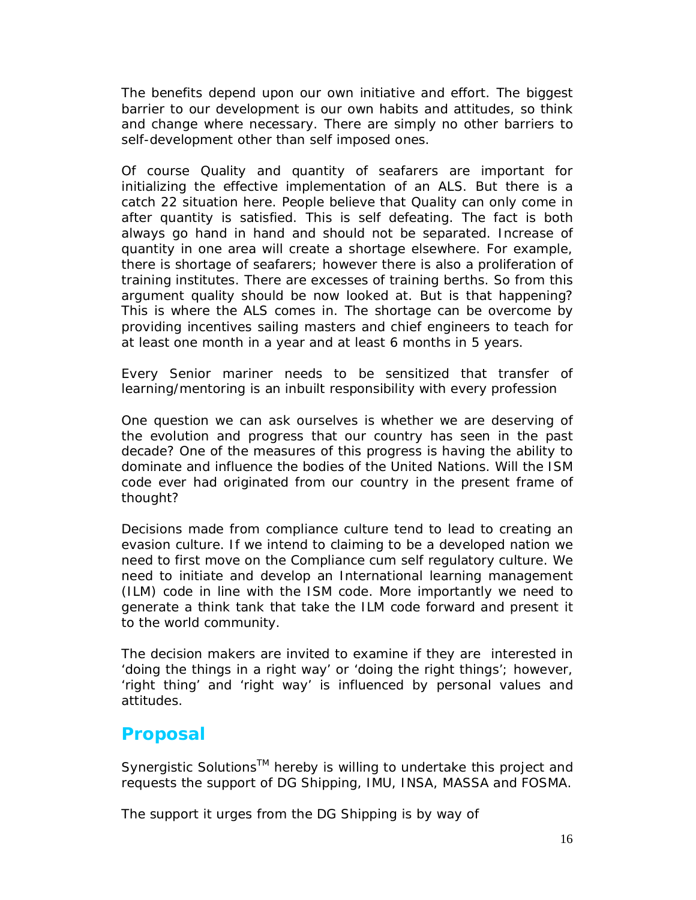The benefits depend upon our own initiative and effort. The biggest barrier to our development is our own habits and attitudes, so think and change where necessary. There are simply no other barriers to self-development other than self imposed ones.

Of course Quality and quantity of seafarers are important for initializing the effective implementation of an ALS. But there is a catch 22 situation here. People believe that Quality can only come in after quantity is satisfied. This is self defeating. The fact is both always go hand in hand and should not be separated. Increase of quantity in one area will create a shortage elsewhere. For example, there is shortage of seafarers; however there is also a proliferation of training institutes. There are excesses of training berths. So from this argument quality should be now looked at. But is that happening? This is where the ALS comes in. The shortage can be overcome by providing incentives sailing masters and chief engineers to teach for at least one month in a year and at least 6 months in 5 years.

Every Senior mariner needs to be sensitized that transfer of learning/mentoring is an inbuilt responsibility with every profession

One question we can ask ourselves is whether we are deserving of the evolution and progress that our country has seen in the past decade? One of the measures of this progress is having the ability to dominate and influence the bodies of the United Nations. Will the ISM code ever had originated from our country in the present frame of thought?

Decisions made from compliance culture tend to lead to creating an evasion culture. If we intend to claiming to be a developed nation we need to first move on the Compliance cum self regulatory culture. We need to initiate and develop an International learning management (ILM) code in line with the ISM code. More importantly we need to generate a think tank that take the ILM code forward and present it to the world community.

The decision makers are invited to examine if they are interested in 'doing the things in a right way' or 'doing the right things'; however, 'right thing' and 'right way' is influenced by personal values and attitudes.

## Proposal

Synergistic Solutions™ hereby is willing to undertake this project and requests the support of DG Shipping, IMU, INSA, MASSA and FOSMA.

The support it urges from the DG Shipping is by way of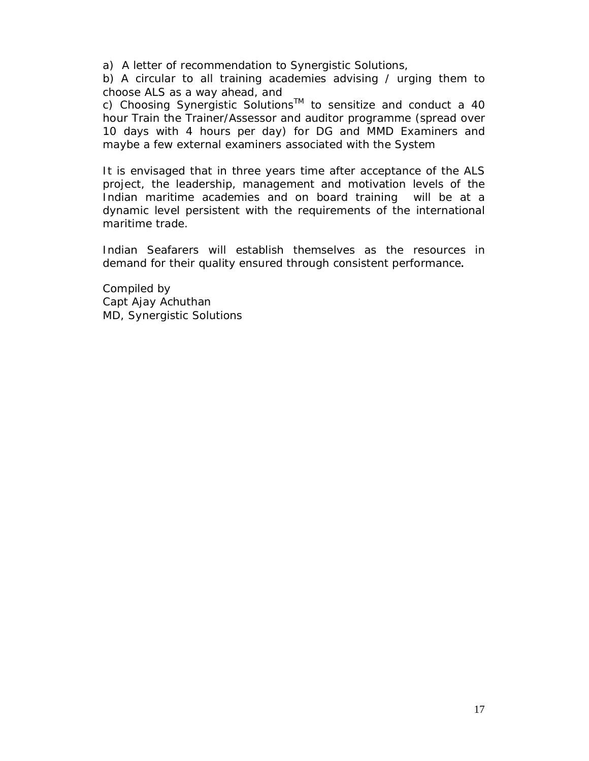a) A letter of recommendation to Synergistic Solutions,

b) A circular to all training academies advising / urging them to choose ALS as a way ahead, and

c) Choosing Synergistic Solutions™ to sensitize and conduct a 40 hour Train the Trainer/Assessor and auditor programme (spread over 10 days with 4 hours per day) for DG and MMD Examiners and maybe a few external examiners associated with the System

It is envisaged that in three years time after acceptance of the ALS project, the leadership, management and motivation levels of the Indian maritime academies and on board training will be at a dynamic level persistent with the requirements of the international maritime trade.

Indian Seafarers will establish themselves as the resources in demand for their quality ensured through consistent performance.

Compiled by
Capt Ajay Achuthan
MD, Synergistic Solutions